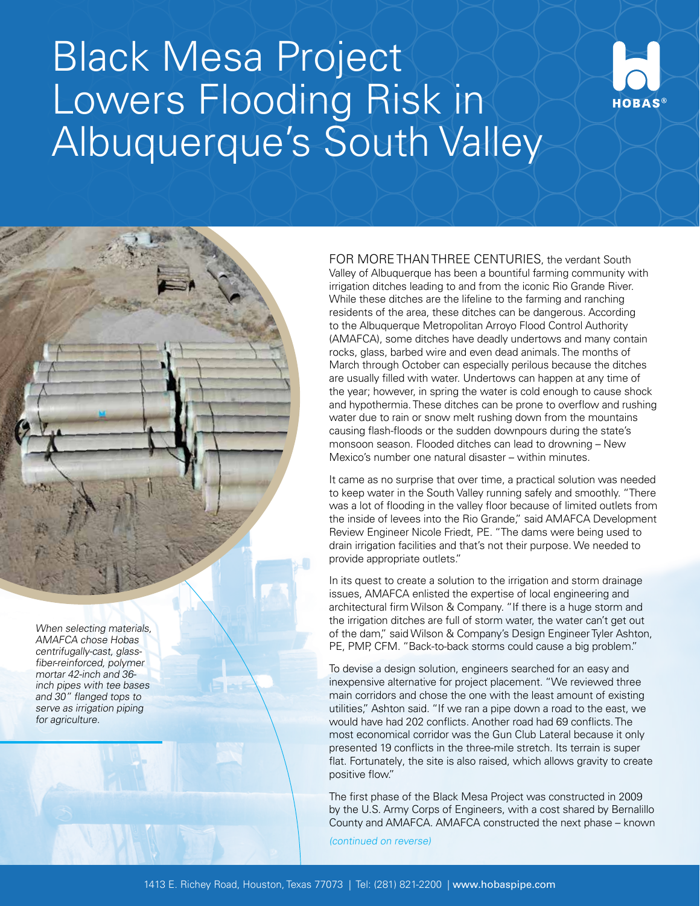# Black Mesa Project Lowers Flooding Risk in Albuquerque's South Valley

HOBAS®

*When selecting materials, AMAFCA chose Hobas centrifugally-cast, glass-fiber-reinforced, polymer mortar 42-inch and 36-inch pipes with tee bases and 30" flanged tops to serve as irrigation piping for agriculture.*

FOR MORE THAN THREE CENTURIES, the verdant South Valley of Albuquerque has been a bountiful farming community with irrigation ditches leading to and from the iconic Rio Grande River. While these ditches are the lifeline to the farming and ranching residents of the area, these ditches can be dangerous. According to the Albuquerque Metropolitan Arroyo Flood Control Authority (AMAFCA), some ditches have deadly undertows and many contain rocks, glass, barbed wire and even dead animals. The months of March through October can especially perilous because the ditches are usually filled with water. Undertows can happen at any time of the year; however, in spring the water is cold enough to cause shock and hypothermia. These ditches can be prone to overflow and rushing water due to rain or snow melt rushing down from the mountains causing flash-floods or the sudden downpours during the state's monsoon season. Flooded ditches can lead to drowning – New Mexico's number one natural disaster – within minutes.

It came as no surprise that over time, a practical solution was needed to keep water in the South Valley running safely and smoothly. "There was a lot of flooding in the valley floor because of limited outlets from the inside of levees into the Rio Grande," said AMAFCA Development Review Engineer Nicole Friedt, PE. "The dams were being used to drain irrigation facilities and that's not their purpose. We needed to provide appropriate outlets."

In its quest to create a solution to the irrigation and storm drainage issues, AMAFCA enlisted the expertise of local engineering and architectural firm Wilson & Company. "If there is a huge storm and the irrigation ditches are full of storm water, the water can't get out of the dam," said Wilson & Company's Design Engineer Tyler Ashton, PE, PMP, CFM. "Back-to-back storms could cause a big problem."

To devise a design solution, engineers searched for an easy and inexpensive alternative for project placement. "We reviewed three main corridors and chose the one with the least amount of existing utilities," Ashton said. "If we ran a pipe down a road to the east, we would have had 202 conflicts. Another road had 69 conflicts. The most economical corridor was the Gun Club Lateral because it only presented 19 conflicts in the three-mile stretch. Its terrain is super flat. Fortunately, the site is also raised, which allows gravity to create positive flow."

The first phase of the Black Mesa Project was constructed in 2009 by the U.S. Army Corps of Engineers, with a cost shared by Bernalillo County and AMAFCA. AMAFCA constructed the next phase – known

*(continued on reverse)*

1413 E. Richey Road, Houston, Texas 77073 | Tel: (281) 821-2200 | www.hobaspipe.com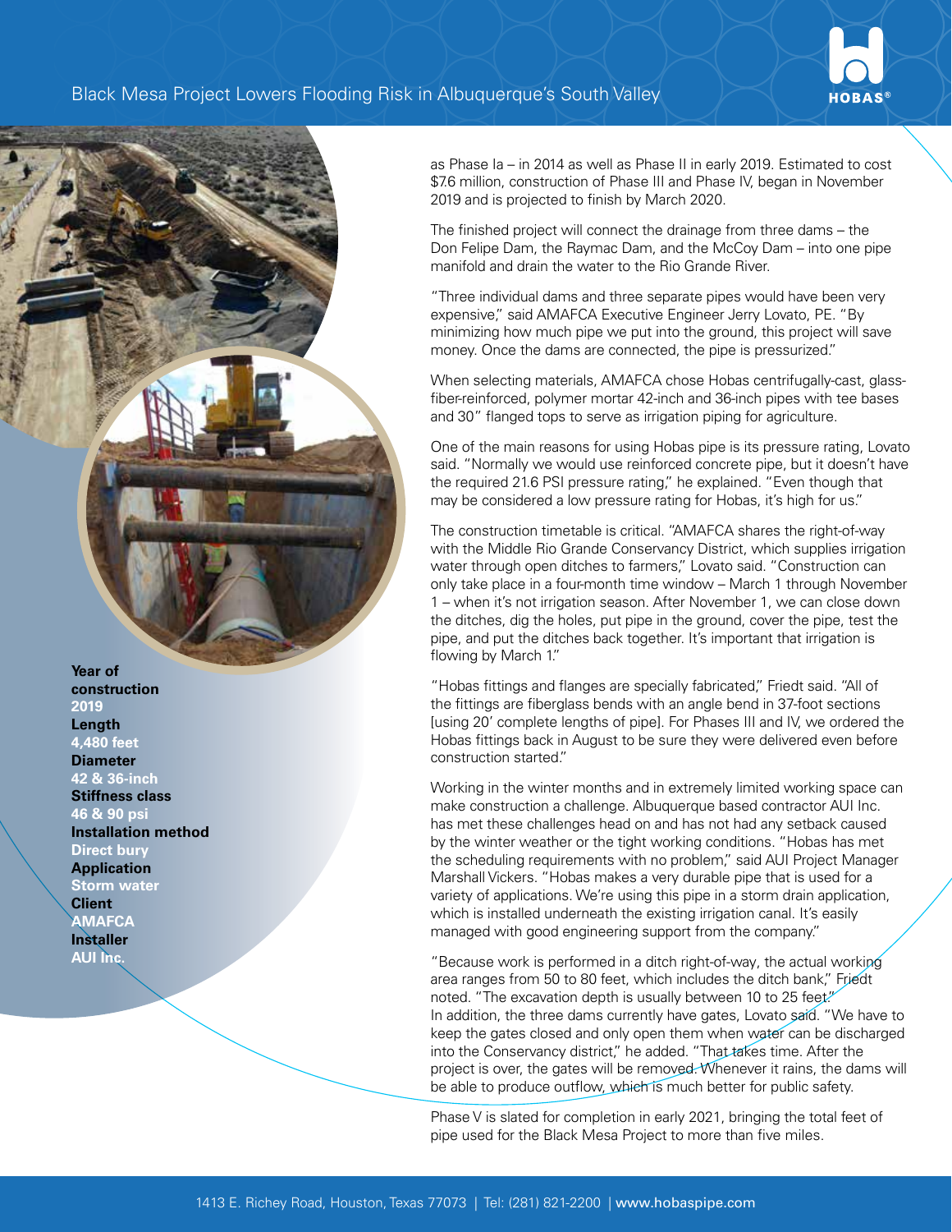# Black Mesa Project Lowers Flooding Risk in Albuquerque's South Valley

as Phase Ia – in 2014 as well as Phase II in early 2019. Estimated to cost $7.6 million, construction of Phase III and Phase IV, began in November 2019 and is projected to finish by March 2020.

The finished project will connect the drainage from three dams – the Don Felipe Dam, the Raymac Dam, and the McCoy Dam – into one pipe manifold and drain the water to the Rio Grande River.

"Three individual dams and three separate pipes would have been very expensive," said AMAFCA Executive Engineer Jerry Lovato, PE. "By minimizing how much pipe we put into the ground, this project will save money. Once the dams are connected, the pipe is pressurized."

When selecting materials, AMAFCA chose Hobas centrifugally-cast, glass-fiber-reinforced, polymer mortar 42-inch and 36-inch pipes with tee bases and 30" flanged tops to serve as irrigation piping for agriculture.

One of the main reasons for using Hobas pipe is its pressure rating, Lovato said. "Normally we would use reinforced concrete pipe, but it doesn't have the required 21.6 PSI pressure rating," he explained. "Even though that may be considered a low pressure rating for Hobas, it's high for us."

The construction timetable is critical. "AMAFCA shares the right-of-way with the Middle Rio Grande Conservancy District, which supplies irrigation water through open ditches to farmers," Lovato said. "Construction can only take place in a four-month time window – March 1 through November 1 – when it's not irrigation season. After November 1, we can close down the ditches, dig the holes, put pipe in the ground, cover the pipe, test the pipe, and put the ditches back together. It's important that irrigation is flowing by March 1."

"Hobas fittings and flanges are specially fabricated," Friedt said. "All of the fittings are fiberglass bends with an angle bend in 37-foot sections [using 20' complete lengths of pipe]. For Phases III and IV, we ordered the Hobas fittings back in August to be sure they were delivered even before construction started."

Working in the winter months and in extremely limited working space can make construction a challenge. Albuquerque based contractor AUI Inc. has met these challenges head on and has not had any setback caused by the winter weather or the tight working conditions. "Hobas has met the scheduling requirements with no problem," said AUI Project Manager Marshall Vickers. "Hobas makes a very durable pipe that is used for a variety of applications. We're using this pipe in a storm drain application, which is installed underneath the existing irrigation canal. It's easily managed with good engineering support from the company."

"Because work is performed in a ditch right-of-way, the actual working area ranges from 50 to 80 feet, which includes the ditch bank," Friedt noted. "The excavation depth is usually between 10 to 25 feet." In addition, the three dams currently have gates, Lovato said. "We have to keep the gates closed and only open them when water can be discharged into the Conservancy district," he added. "That takes time. After the project is over, the gates will be removed. Whenever it rains, the dams will be able to produce outflow, which is much better for public safety.

Phase V is slated for completion in early 2021, bringing the total feet of pipe used for the Black Mesa Project to more than five miles.

**Year of construction**
2019
**Length**
4,480 feet
**Diameter**
42 & 36-inch
**Stiffness class**
46 & 90 psi
**Installation method**
Direct bury
**Application**
Storm water
**Client**
AMAFCA
**Installer**
AUI Inc.

1413 E. Richey Road, Houston, Texas 77073 | Tel: (281) 821-2200 | www.hobaspipe.com